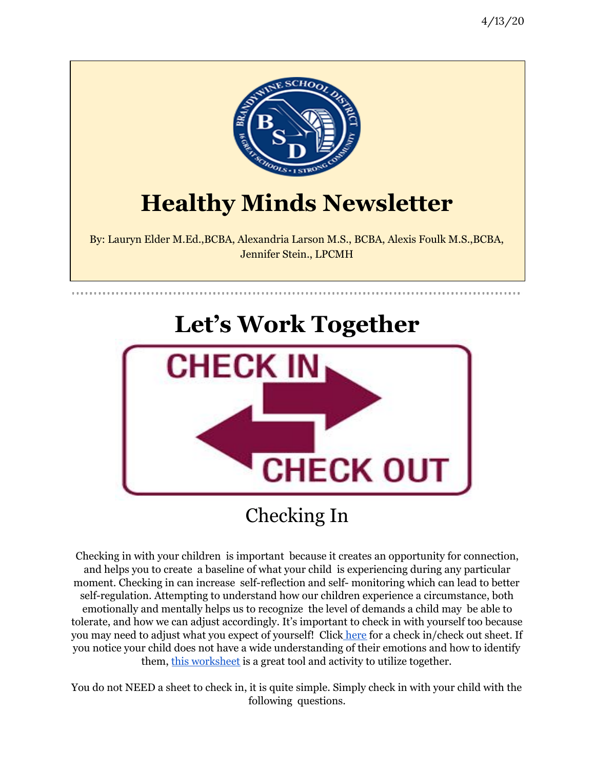4/13/20

# Healthy Minds Newsletter

By: Lauryn Elder M.Ed.,BCBA, Alexandria Larson M.S., BCBA, Alexis Foulk M.S.,BCBA, Jennifer Stein., LPCMH

# Let's Work Together

CHECK IN

CHECK OUT

## Checking In

Checking in with your children is important because it creates an opportunity for connection, and helps you to create a baseline of what your child is experiencing during any particular moment. Checking in can increase self-reflection and self- monitoring which can lead to better self-regulation. Attempting to understand how our children experience a circumstance, both emotionally and mentally helps us to recognize the level of demands a child may be able to tolerate, and how we can adjust accordingly. It's important to check in with yourself too because you may need to adjust what you expect of yourself! Click here for a check in/check out sheet. If you notice your child does not have a wide understanding of their emotions and how to identify them, this worksheet is a great tool and activity to utilize together.

You do not NEED a sheet to check in, it is quite simple. Simply check in with your child with the following questions.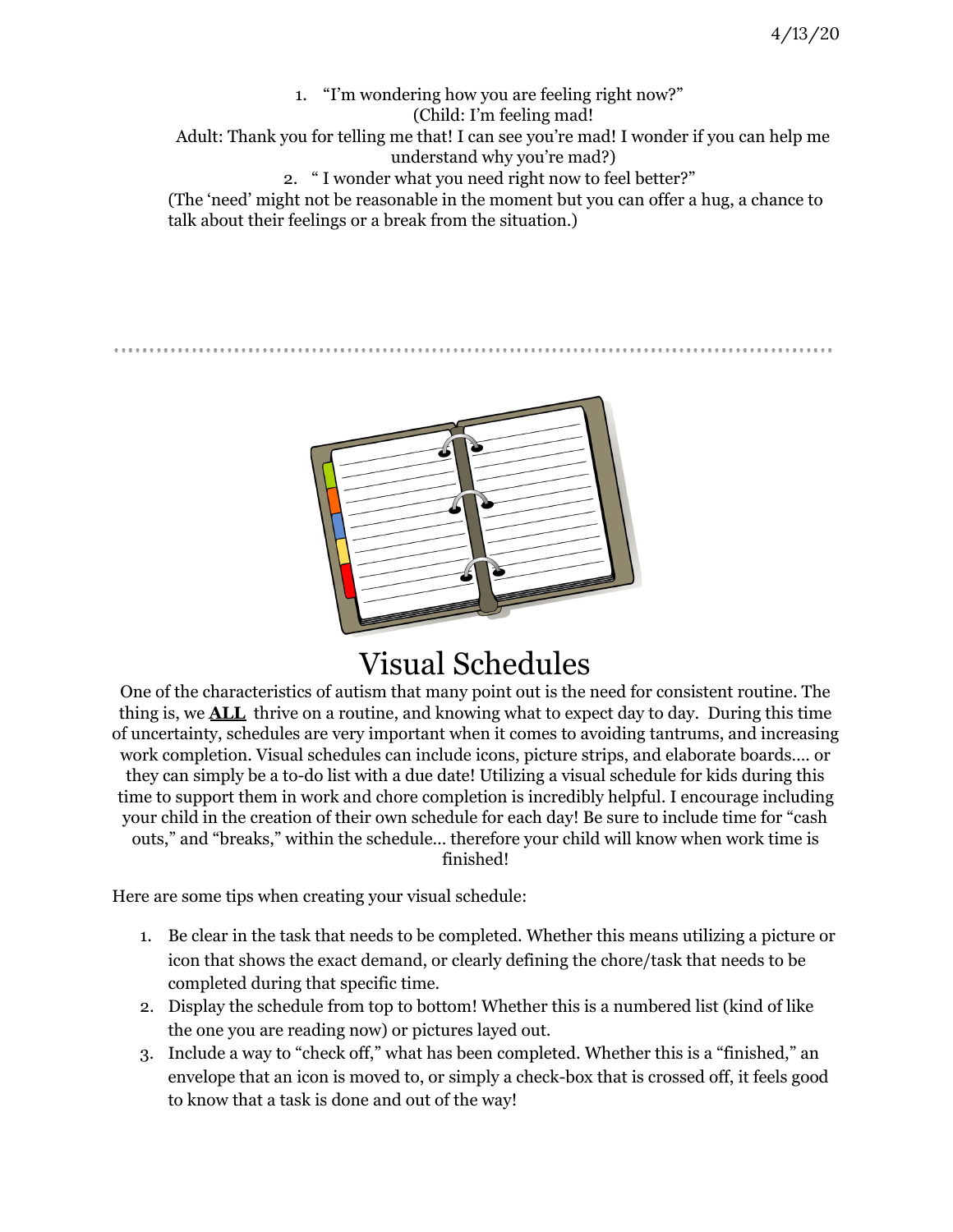1. "I'm wondering how you are feeling right now?"
   (Child: I'm feeling mad!
   Adult: Thank you for telling me that! I can see you're mad! I wonder if you can help me understand why you're mad?)
2. " I wonder what you need right now to feel better?"
   (The 'need' might not be reasonable in the moment but you can offer a hug, a chance to talk about their feelings or a break from the situation.)

---

# Visual Schedules

One of the characteristics of autism that many point out is the need for consistent routine. The thing is, we **ALL** thrive on a routine, and knowing what to expect day to day. During this time of uncertainty, schedules are very important when it comes to avoiding tantrums, and increasing work completion. Visual schedules can include icons, picture strips, and elaborate boards.... or they can simply be a to-do list with a due date! Utilizing a visual schedule for kids during this time to support them in work and chore completion is incredibly helpful. I encourage including your child in the creation of their own schedule for each day! Be sure to include time for "cash outs," and "breaks," within the schedule... therefore your child will know when work time is finished!

Here are some tips when creating your visual schedule:

1. Be clear in the task that needs to be completed. Whether this means utilizing a picture or icon that shows the exact demand, or clearly defining the chore/task that needs to be completed during that specific time.
2. Display the schedule from top to bottom! Whether this is a numbered list (kind of like the one you are reading now) or pictures layed out.
3. Include a way to "check off," what has been completed. Whether this is a "finished," an envelope that an icon is moved to, or simply a check-box that is crossed off, it feels good to know that a task is done and out of the way!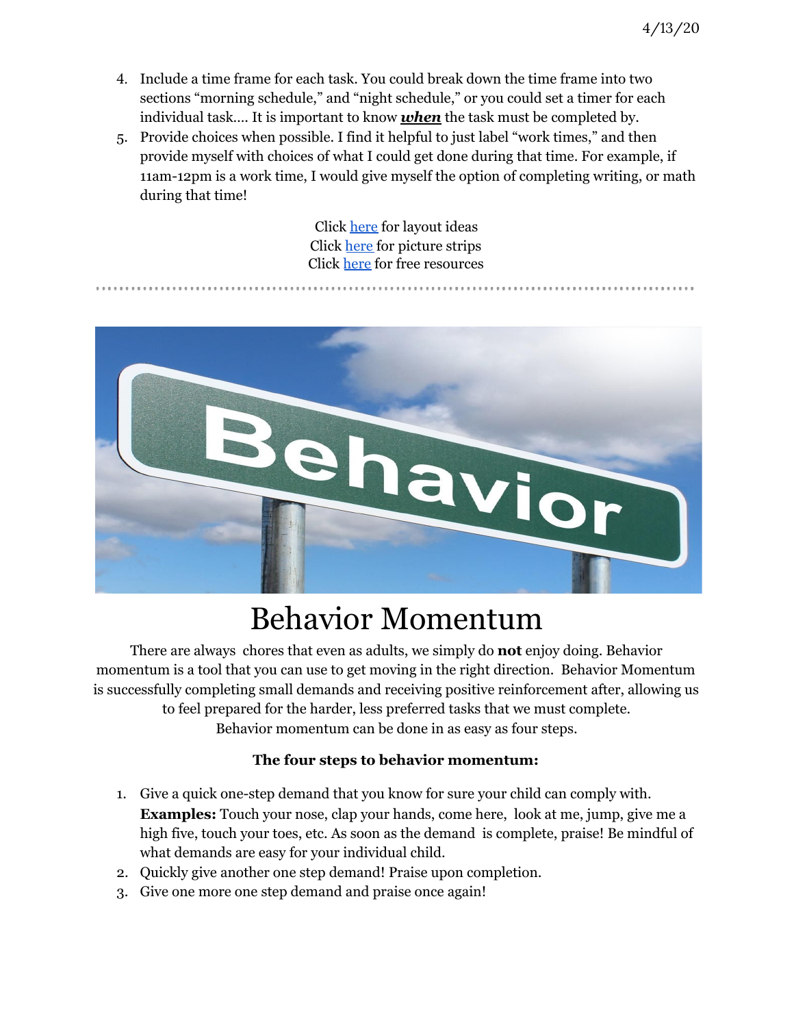4. Include a time frame for each task. You could break down the time frame into two sections "morning schedule," and "night schedule," or you could set a timer for each individual task.... It is important to know ***when*** the task must be completed by.
5. Provide choices when possible. I find it helpful to just label "work times," and then provide myself with choices of what I could get done during that time. For example, if 11am-12pm is a work time, I would give myself the option of completing writing, or math during that time!

Click here for layout ideas
Click here for picture strips
Click here for free resources

# Behavior Momentum

There are always chores that even as adults, we simply do **not** enjoy doing. Behavior momentum is a tool that you can use to get moving in the right direction. Behavior Momentum is successfully completing small demands and receiving positive reinforcement after, allowing us to feel prepared for the harder, less preferred tasks that we must complete. Behavior momentum can be done in as easy as four steps.

**The four steps to behavior momentum:**

1. Give a quick one-step demand that you know for sure your child can comply with. **Examples:** Touch your nose, clap your hands, come here, look at me, jump, give me a high five, touch your toes, etc. As soon as the demand is complete, praise! Be mindful of what demands are easy for your individual child.
2. Quickly give another one step demand! Praise upon completion.
3. Give one more one step demand and praise once again!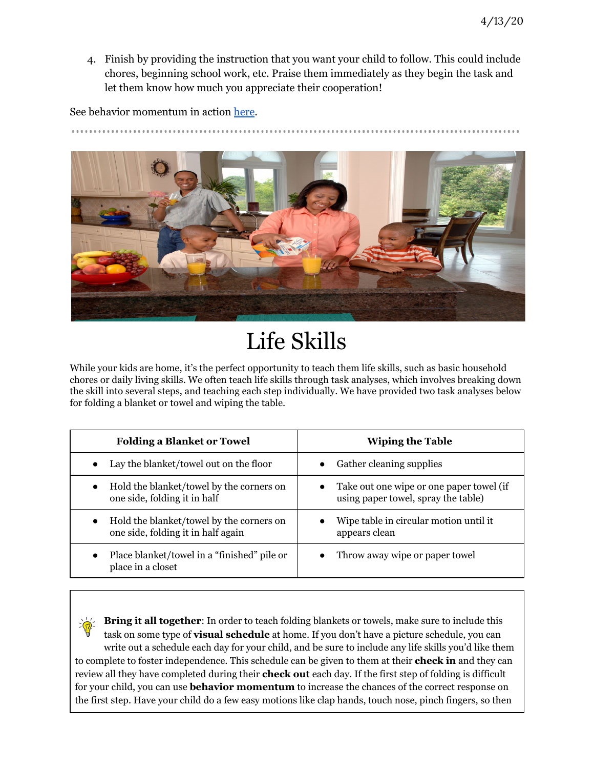4. Finish by providing the instruction that you want your child to follow. This could include chores, beginning school work, etc. Praise them immediately as they begin the task and let them know how much you appreciate their cooperation!

See behavior momentum in action here.

---

# Life Skills

While your kids are home, it's the perfect opportunity to teach them life skills, such as basic household chores or daily living skills. We often teach life skills through task analyses, which involves breaking down the skill into several steps, and teaching each step individually. We have provided two task analyses below for folding a blanket or towel and wiping the table.

| Folding a Blanket or Towel | Wiping the Table |
| --- | --- |
| • Lay the blanket/towel out on the floor | • Gather cleaning supplies |
| • Hold the blanket/towel by the corners on one side, folding it in half | • Take out one wipe or one paper towel (if using paper towel, spray the table) |
| • Hold the blanket/towel by the corners on one side, folding it in half again | • Wipe table in circular motion until it appears clean |
| • Place blanket/towel in a "finished" pile or place in a closet | • Throw away wipe or paper towel |

**Bring it all together**: In order to teach folding blankets or towels, make sure to include this task on some type of **visual schedule** at home. If you don't have a picture schedule, you can write out a schedule each day for your child, and be sure to include any life skills you'd like them to complete to foster independence. This schedule can be given to them at their **check in** and they can review all they have completed during their **check out** each day. If the first step of folding is difficult for your child, you can use **behavior momentum** to increase the chances of the correct response on the first step. Have your child do a few easy motions like clap hands, touch nose, pinch fingers, so then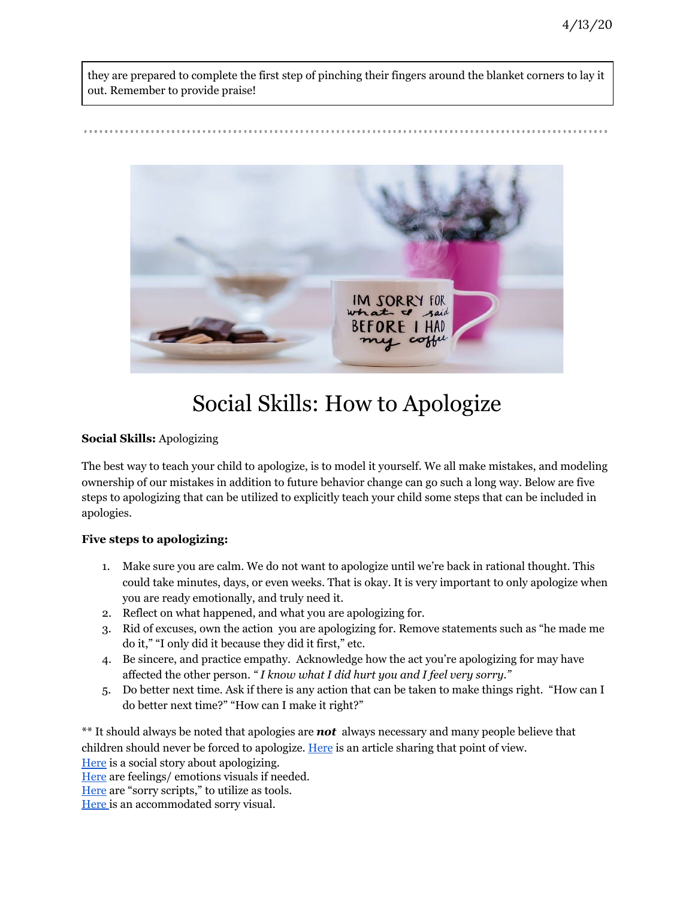they are prepared to complete the first step of pinching their fingers around the blanket corners to lay it out. Remember to provide praise!

# Social Skills: How to Apologize

**Social Skills:** Apologizing

The best way to teach your child to apologize, is to model it yourself. We all make mistakes, and modeling ownership of our mistakes in addition to future behavior change can go such a long way. Below are five steps to apologizing that can be utilized to explicitly teach your child some steps that can be included in apologies.

**Five steps to apologizing:**

1. Make sure you are calm. We do not want to apologize until we're back in rational thought. This could take minutes, days, or even weeks. That is okay. It is very important to only apologize when you are ready emotionally, and truly need it.
2. Reflect on what happened, and what you are apologizing for.
3. Rid of excuses, own the action you are apologizing for. Remove statements such as "he made me do it," "I only did it because they did it first," etc.
4. Be sincere, and practice empathy. Acknowledge how the act you're apologizing for may have affected the other person. *"I know what I did hurt you and I feel very sorry."*
5. Do better next time. Ask if there is any action that can be taken to make things right. "How can I do better next time?" "How can I make it right?"

** It should always be noted that apologies are ***not*** always necessary and many people believe that children should never be forced to apologize. Here is an article sharing that point of view.
Here is a social story about apologizing.
Here are feelings/ emotions visuals if needed.
Here are "sorry scripts," to utilize as tools.
Here is an accommodated sorry visual.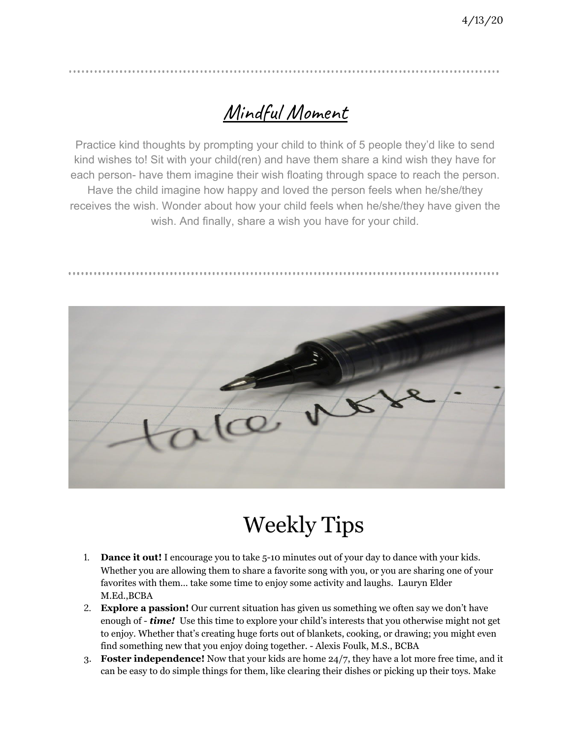4/13/20

## Mindful Moment

Practice kind thoughts by prompting your child to think of 5 people they'd like to send kind wishes to! Sit with your child(ren) and have them share a kind wish they have for each person- have them imagine their wish floating through space to reach the person. Have the child imagine how happy and loved the person feels when he/she/they receives the wish. Wonder about how your child feels when he/she/they have given the wish. And finally, share a wish you have for your child.

# Weekly Tips

1. **Dance it out!** I encourage you to take 5-10 minutes out of your day to dance with your kids. Whether you are allowing them to share a favorite song with you, or you are sharing one of your favorites with them… take some time to enjoy some activity and laughs. Lauryn Elder M.Ed.,BCBA
2. **Explore a passion!** Our current situation has given us something we often say we don't have enough of - ***time!*** Use this time to explore your child's interests that you otherwise might not get to enjoy. Whether that's creating huge forts out of blankets, cooking, or drawing; you might even find something new that you enjoy doing together. - Alexis Foulk, M.S., BCBA
3. **Foster independence!** Now that your kids are home 24/7, they have a lot more free time, and it can be easy to do simple things for them, like clearing their dishes or picking up their toys. Make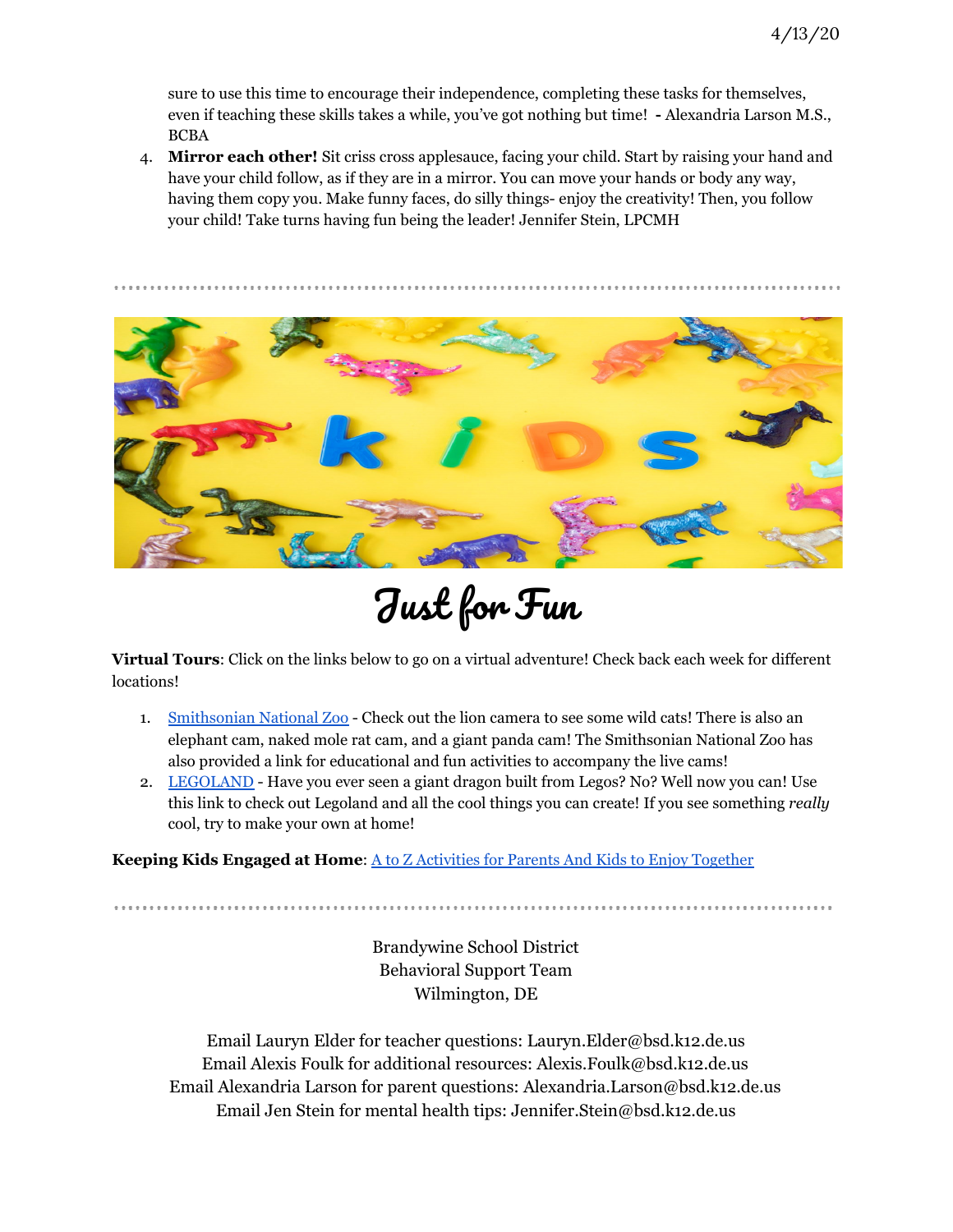sure to use this time to encourage their independence, completing these tasks for themselves, even if teaching these skills takes a while, you've got nothing but time! - Alexandria Larson M.S., BCBA

4. **Mirror each other!** Sit criss cross applesauce, facing your child. Start by raising your hand and have your child follow, as if they are in a mirror. You can move your hands or body any way, having them copy you. Make funny faces, do silly things- enjoy the creativity! Then, you follow your child! Take turns having fun being the leader! Jennifer Stein, LPCMH

# Just for Fun

**Virtual Tours**: Click on the links below to go on a virtual adventure! Check back each week for different locations!

1. Smithsonian National Zoo - Check out the lion camera to see some wild cats! There is also an elephant cam, naked mole rat cam, and a giant panda cam! The Smithsonian National Zoo has also provided a link for educational and fun activities to accompany the live cams!
2. LEGOLAND - Have you ever seen a giant dragon built from Legos? No? Well now you can! Use this link to check out Legoland and all the cool things you can create! If you see something *really* cool, try to make your own at home!

**Keeping Kids Engaged at Home**: A to Z Activities for Parents And Kids to Enjoy Together

Brandywine School District
Behavioral Support Team
Wilmington, DE

Email Lauryn Elder for teacher questions: Lauryn.Elder@bsd.k12.de.us
Email Alexis Foulk for additional resources: Alexis.Foulk@bsd.k12.de.us
Email Alexandria Larson for parent questions: Alexandria.Larson@bsd.k12.de.us
Email Jen Stein for mental health tips: Jennifer.Stein@bsd.k12.de.us